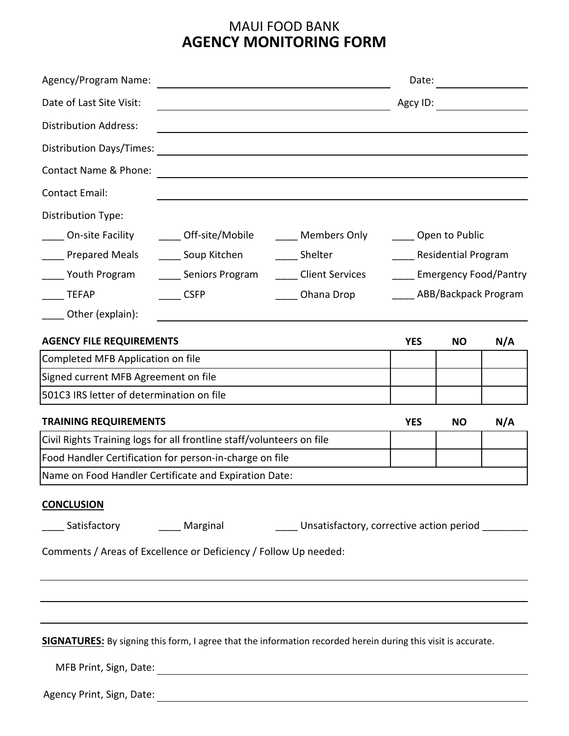# MAUI FOOD BANK
## AGENCY MONITORING FORM

Agency/Program Name: ______________________________ Date: ____________

Date of Last Site Visit: ______________________________ Agcy ID: ____________

Distribution Address: ______________________________

Distribution Days/Times: ______________________________

Contact Name & Phone: ______________________________

Contact Email: ______________________________

Distribution Type:

____ On-site Facility ____ Off-site/Mobile ____ Members Only ____ Open to Public

____ Prepared Meals ____ Soup Kitchen ____ Shelter ____ Residential Program

____ Youth Program ____ Seniors Program ____ Client Services ____ Emergency Food/Pantry

____ TEFAP ____ CSFP ____ Ohana Drop ____ ABB/Backpack Program

____ Other (explain): ______________________________

| **AGENCY FILE REQUIREMENTS** | **YES** | **NO** | **N/A** |
|---|---|---|---|
| Completed MFB Application on file | | | |
| Signed current MFB Agreement on file | | | |
| 501C3 IRS letter of determination on file | | | |

| **TRAINING REQUIREMENTS** | **YES** | **NO** | **N/A** |
|---|---|---|---|
| Civil Rights Training logs for all frontline staff/volunteers on file | | | |
| Food Handler Certification for person-in-charge on file | | | |
| Name on Food Handler Certificate and Expiration Date: | | | |

**CONCLUSION**

____ Satisfactory ____ Marginal ____ Unsatisfactory, corrective action period ________

Comments / Areas of Excellence or Deficiency / Follow Up needed:

______________________________

______________________________

______________________________

**SIGNATURES:** By signing this form, I agree that the information recorded herein during this visit is accurate.

MFB Print, Sign, Date: ______________________________

Agency Print, Sign, Date: ______________________________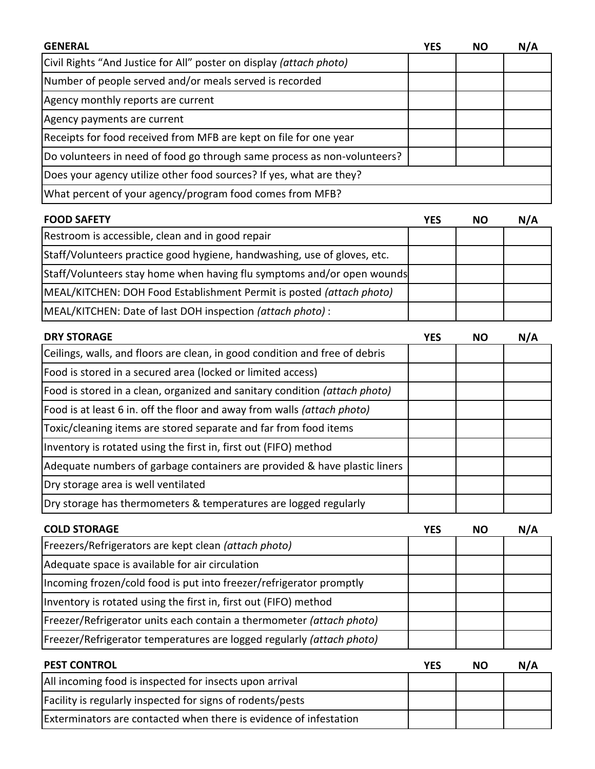| GENERAL | YES | NO | N/A |
|---|---|---|---|
| Civil Rights "And Justice for All" poster on display *(attach photo)* | | | |
| Number of people served and/or meals served is recorded | | | |
| Agency monthly reports are current | | | |
| Agency payments are current | | | |
| Receipts for food received from MFB are kept on file for one year | | | |
| Do volunteers in need of food go through same process as non-volunteers? | | | |
| Does your agency utilize other food sources? If yes, what are they? | | | |
| What percent of your agency/program food comes from MFB? | | | |

| FOOD SAFETY | YES | NO | N/A |
|---|---|---|---|
| Restroom is accessible, clean and in good repair | | | |
| Staff/Volunteers practice good hygiene, handwashing, use of gloves, etc. | | | |
| Staff/Volunteers stay home when having flu symptoms and/or open wounds | | | |
| MEAL/KITCHEN: DOH Food Establishment Permit is posted *(attach photo)* | | | |
| MEAL/KITCHEN: Date of last DOH inspection *(attach photo)* : | | | |

| DRY STORAGE | YES | NO | N/A |
|---|---|---|---|
| Ceilings, walls, and floors are clean, in good condition and free of debris | | | |
| Food is stored in a secured area (locked or limited access) | | | |
| Food is stored in a clean, organized and sanitary condition *(attach photo)* | | | |
| Food is at least 6 in. off the floor and away from walls *(attach photo)* | | | |
| Toxic/cleaning items are stored separate and far from food items | | | |
| Inventory is rotated using the first in, first out (FIFO) method | | | |
| Adequate numbers of garbage containers are provided & have plastic liners | | | |
| Dry storage area is well ventilated | | | |
| Dry storage has thermometers & temperatures are logged regularly | | | |

| COLD STORAGE | YES | NO | N/A |
|---|---|---|---|
| Freezers/Refrigerators are kept clean *(attach photo)* | | | |
| Adequate space is available for air circulation | | | |
| Incoming frozen/cold food is put into freezer/refrigerator promptly | | | |
| Inventory is rotated using the first in, first out (FIFO) method | | | |
| Freezer/Refrigerator units each contain a thermometer *(attach photo)* | | | |
| Freezer/Refrigerator temperatures are logged regularly *(attach photo)* | | | |

| PEST CONTROL | YES | NO | N/A |
|---|---|---|---|
| All incoming food is inspected for insects upon arrival | | | |
| Facility is regularly inspected for signs of rodents/pests | | | |
| Exterminators are contacted when there is evidence of infestation | | | |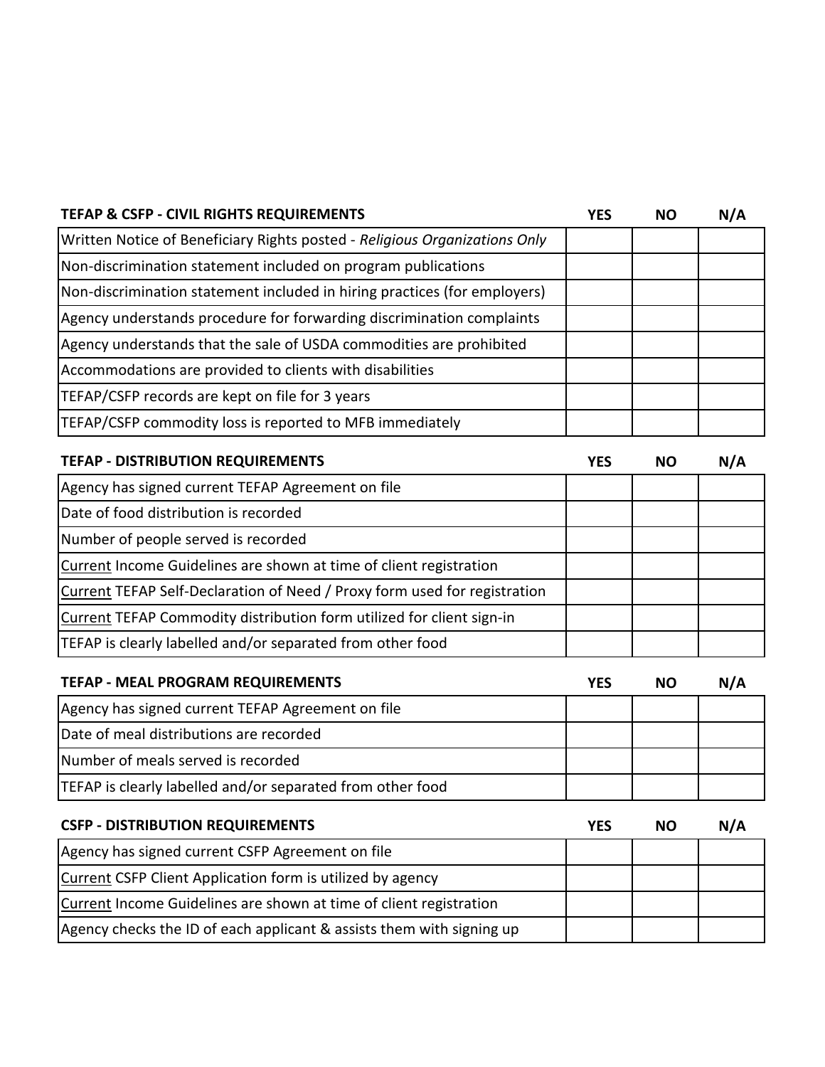| TEFAP & CSFP - CIVIL RIGHTS REQUIREMENTS | YES | NO | N/A |
|---|---|---|---|
| Written Notice of Beneficiary Rights posted - *Religious Organizations Only* | | | |
| Non-discrimination statement included on program publications | | | |
| Non-discrimination statement included in hiring practices (for employers) | | | |
| Agency understands procedure for forwarding discrimination complaints | | | |
| Agency understands that the sale of USDA commodities are prohibited | | | |
| Accommodations are provided to clients with disabilities | | | |
| TEFAP/CSFP records are kept on file for 3 years | | | |
| TEFAP/CSFP commodity loss is reported to MFB immediately | | | |

| TEFAP - DISTRIBUTION REQUIREMENTS | YES | NO | N/A |
|---|---|---|---|
| Agency has signed current TEFAP Agreement on file | | | |
| Date of food distribution is recorded | | | |
| Number of people served is recorded | | | |
| Current Income Guidelines are shown at time of client registration | | | |
| Current TEFAP Self-Declaration of Need / Proxy form used for registration | | | |
| Current TEFAP Commodity distribution form utilized for client sign-in | | | |
| TEFAP is clearly labelled and/or separated from other food | | | |

| TEFAP - MEAL PROGRAM REQUIREMENTS | YES | NO | N/A |
|---|---|---|---|
| Agency has signed current TEFAP Agreement on file | | | |
| Date of meal distributions are recorded | | | |
| Number of meals served is recorded | | | |
| TEFAP is clearly labelled and/or separated from other food | | | |

| CSFP - DISTRIBUTION REQUIREMENTS | YES | NO | N/A |
|---|---|---|---|
| Agency has signed current CSFP Agreement on file | | | |
| Current CSFP Client Application form is utilized by agency | | | |
| Current Income Guidelines are shown at time of client registration | | | |
| Agency checks the ID of each applicant & assists them with signing up | | | |